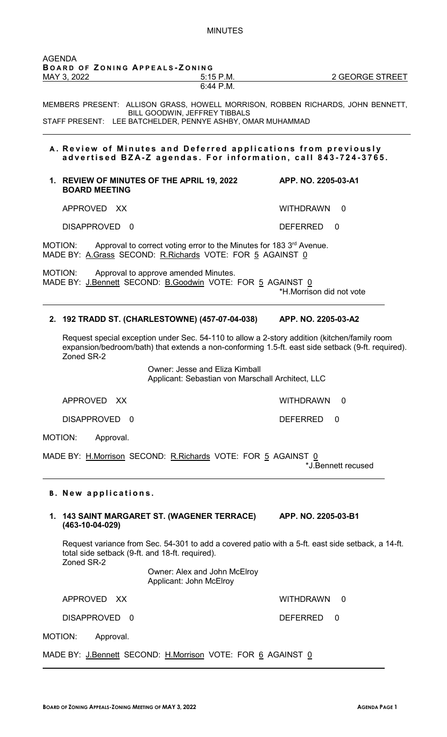MINUTES

AGENDA

**BOARD OF ZONING APPEALS-ZONING**

MAY 3, 2022 | 5:15 P.M. | 2 GEORGE STREET
6:44 P.M.

MEMBERS PRESENT: ALLISON GRASS, HOWELL MORRISON, ROBBEN RICHARDS, JOHN BENNETT, BILL GOODWIN, JEFFREY TIBBALS

STAFF PRESENT: LEE BATCHELDER, PENNYE ASHBY, OMAR MUHAMMAD

## A. Review of Minutes and Deferred applications from previously advertised BZA-Z agendas. For information, call 843-724-3765.

### 1. REVIEW OF MINUTES OF THE APRIL 19, 2022 BOARD MEETING — APP. NO. 2205-03-A1

APPROVED XX WITHDRAWN 0

DISAPPROVED 0 DEFERRED 0

MOTION: Approval to correct voting error to the Minutes for 183 3rd Avenue.

MADE BY: A.Grass SECOND: R.Richards VOTE: FOR 5 AGAINST 0

MOTION: Approval to approve amended Minutes.

MADE BY: J.Bennett SECOND: B.Goodwin VOTE: FOR 5 AGAINST 0

*H.Morrison did not vote

### 2. 192 TRADD ST. (CHARLESTOWNE) (457-07-04-038) — APP. NO. 2205-03-A2

Request special exception under Sec. 54-110 to allow a 2-story addition (kitchen/family room expansion/bedroom/bath) that extends a non-conforming 1.5-ft. east side setback (9-ft. required). Zoned SR-2

Owner: Jesse and Eliza Kimball
Applicant: Sebastian von Marschall Architect, LLC

APPROVED XX WITHDRAWN 0

DISAPPROVED 0 DEFERRED 0

MOTION: Approval.

MADE BY: H.Morrison SECOND: R.Richards VOTE: FOR 5 AGAINST 0

*J.Bennett recused

## B. New applications.

### 1. 143 SAINT MARGARET ST. (WAGENER TERRACE) (463-10-04-029) — APP. NO. 2205-03-B1

Request variance from Sec. 54-301 to add a covered patio with a 5-ft. east side setback, a 14-ft. total side setback (9-ft. and 18-ft. required).
Zoned SR-2

Owner: Alex and John McElroy
Applicant: John McElroy

APPROVED XX WITHDRAWN 0

DISAPPROVED 0 DEFERRED 0

MOTION: Approval.

MADE BY: J.Bennett SECOND: H.Morrison VOTE: FOR 6 AGAINST 0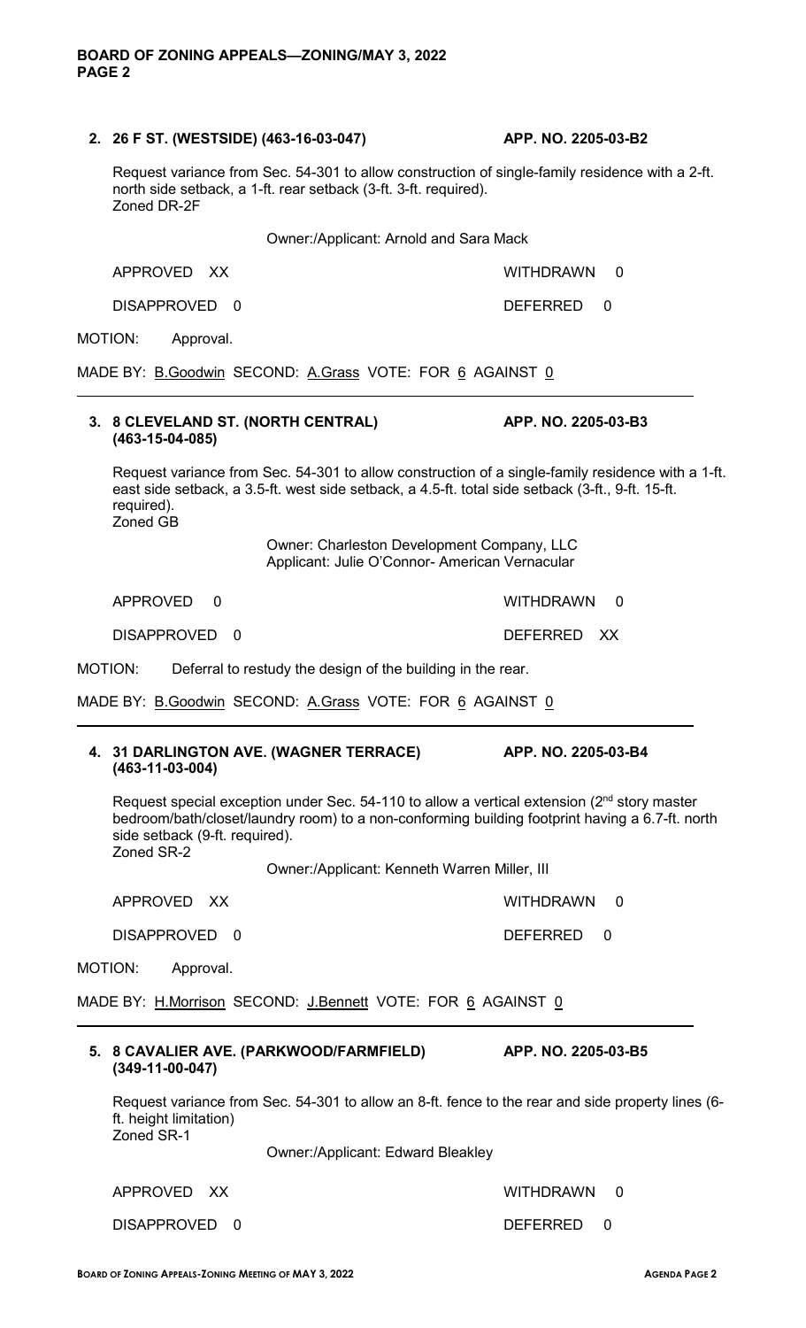**2. 26 F ST. (WESTSIDE) (463-16-03-047)** **APP. NO. 2205-03-B2**

Request variance from Sec. 54-301 to allow construction of single-family residence with a 2-ft. north side setback, a 1-ft. rear setback (3-ft. 3-ft. required).
Zoned DR-2F

Owner:/Applicant: Arnold and Sara Mack

APPROVED XX WITHDRAWN 0

DISAPPROVED 0 DEFERRED 0

MOTION: Approval.

MADE BY: B.Goodwin SECOND: A.Grass VOTE: FOR 6 AGAINST 0

---

**3. 8 CLEVELAND ST. (NORTH CENTRAL) (463-15-04-085)** **APP. NO. 2205-03-B3**

Request variance from Sec. 54-301 to allow construction of a single-family residence with a 1-ft. east side setback, a 3.5-ft. west side setback, a 4.5-ft. total side setback (3-ft., 9-ft. 15-ft. required).
Zoned GB

Owner: Charleston Development Company, LLC
Applicant: Julie O'Connor- American Vernacular

APPROVED 0 WITHDRAWN 0

DISAPPROVED 0 DEFERRED XX

MOTION: Deferral to restudy the design of the building in the rear.

MADE BY: B.Goodwin SECOND: A.Grass VOTE: FOR 6 AGAINST 0

---

**4. 31 DARLINGTON AVE. (WAGNER TERRACE) (463-11-03-004)** **APP. NO. 2205-03-B4**

Request special exception under Sec. 54-110 to allow a vertical extension (2nd story master bedroom/bath/closet/laundry room) to a non-conforming building footprint having a 6.7-ft. north side setback (9-ft. required).
Zoned SR-2

Owner:/Applicant: Kenneth Warren Miller, III

APPROVED XX WITHDRAWN 0

DISAPPROVED 0 DEFERRED 0

MOTION: Approval.

MADE BY: H.Morrison SECOND: J.Bennett VOTE: FOR 6 AGAINST 0

---

**5. 8 CAVALIER AVE. (PARKWOOD/FARMFIELD) (349-11-00-047)** **APP. NO. 2205-03-B5**

Request variance from Sec. 54-301 to allow an 8-ft. fence to the rear and side property lines (6-ft. height limitation)
Zoned SR-1

Owner:/Applicant: Edward Bleakley

APPROVED XX WITHDRAWN 0

DISAPPROVED 0 DEFERRED 0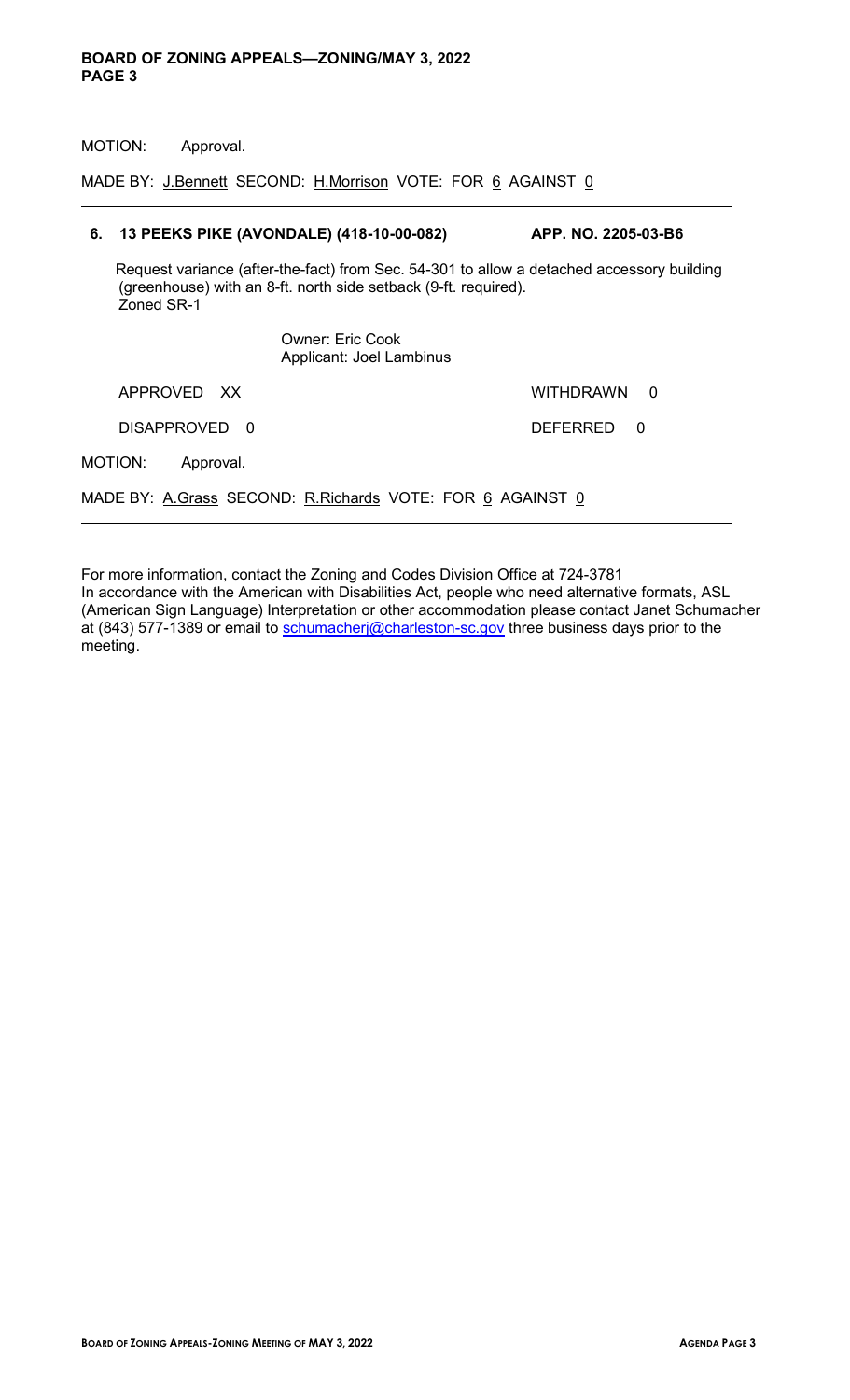MOTION: Approval.

MADE BY: J.Bennett SECOND: H.Morrison VOTE: FOR 6 AGAINST 0

---

**6. 13 PEEKS PIKE (AVONDALE) (418-10-00-082) APP. NO. 2205-03-B6**

Request variance (after-the-fact) from Sec. 54-301 to allow a detached accessory building (greenhouse) with an 8-ft. north side setback (9-ft. required).
Zoned SR-1

Owner: Eric Cook
Applicant: Joel Lambinus

APPROVED XX WITHDRAWN 0

DISAPPROVED 0 DEFERRED 0

MOTION: Approval.

MADE BY: A.Grass SECOND: R.Richards VOTE: FOR 6 AGAINST 0

---

For more information, contact the Zoning and Codes Division Office at 724-3781
In accordance with the American with Disabilities Act, people who need alternative formats, ASL (American Sign Language) Interpretation or other accommodation please contact Janet Schumacher at (843) 577-1389 or email to schumacherj@charleston-sc.gov three business days prior to the meeting.